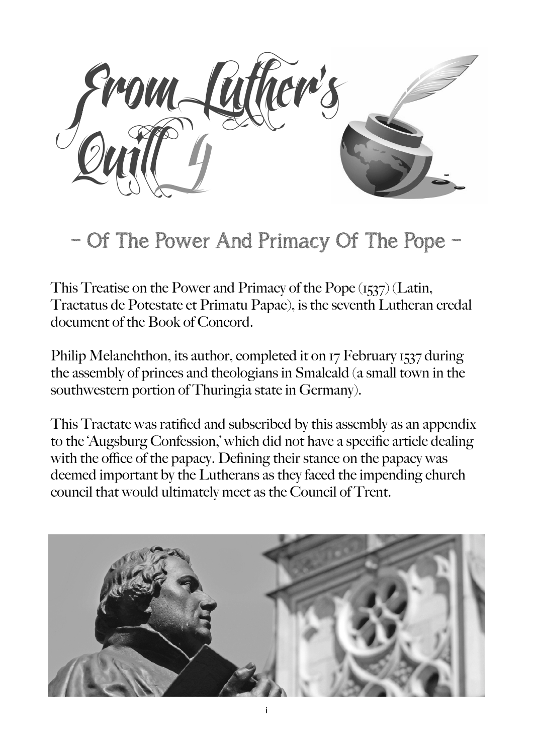# From Luther's Quill 4

## - Of The Power And Primacy Of The Pope -

This Treatise on the Power and Primacy of the Pope (1537) (Latin, Tractatus de Potestate et Primatu Papae), is the seventh Lutheran credal document of the Book of Concord.

Philip Melanchthon, its author, completed it on 17 February 1537 during the assembly of princes and theologians in Smalcald (a small town in the southwestern portion of Thuringia state in Germany).

This Tractate was ratified and subscribed by this assembly as an appendix to the 'Augsburg Confession,' which did not have a specific article dealing with the office of the papacy. Defining their stance on the papacy was deemed important by the Lutherans as they faced the impending church council that would ultimately meet as the Council of Trent.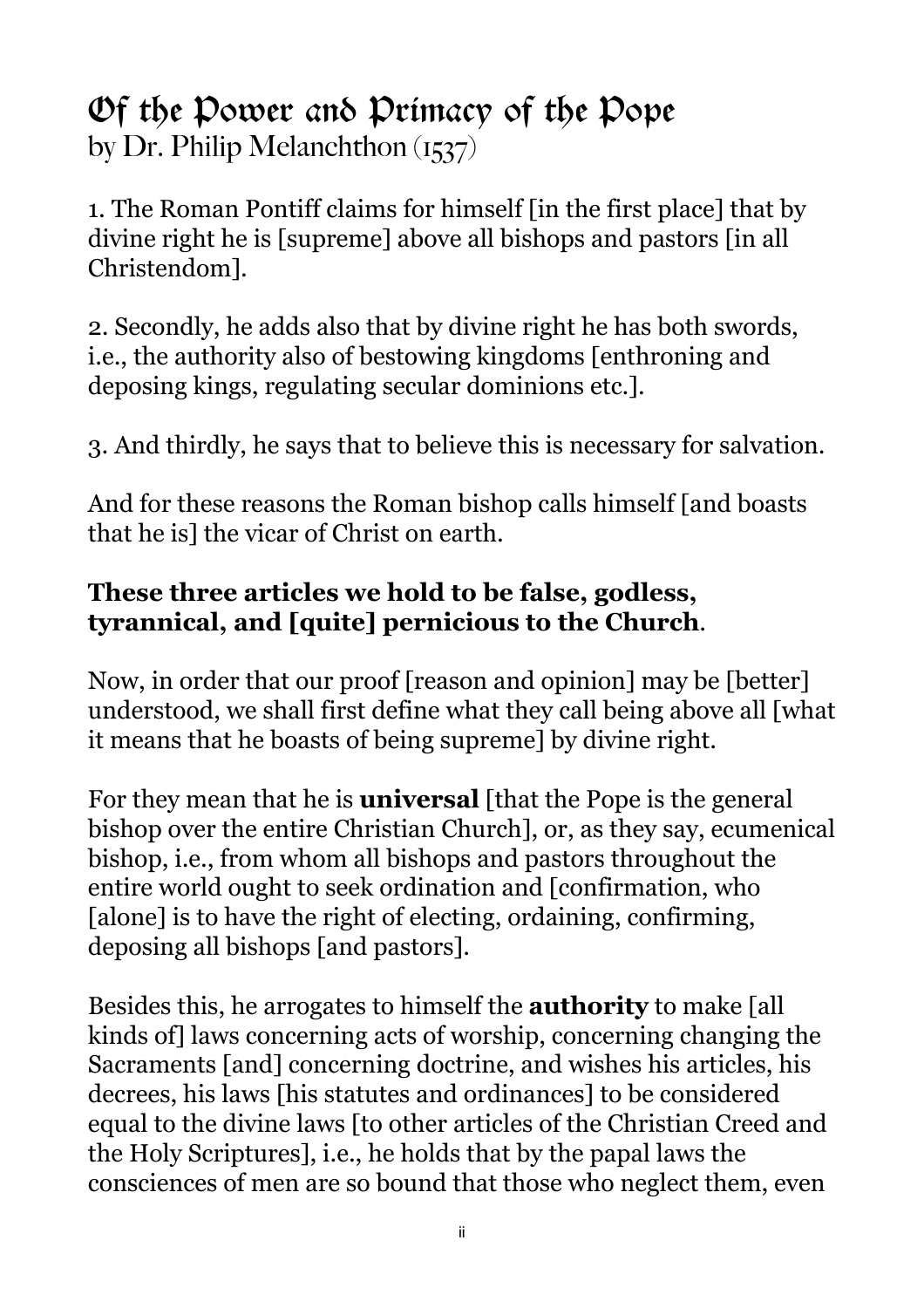# Of the Power and Primacy of the Pope

by Dr. Philip Melanchthon (1537)

1. The Roman Pontiff claims for himself [in the first place] that by divine right he is [supreme] above all bishops and pastors [in all Christendom].

2. Secondly, he adds also that by divine right he has both swords, i.e., the authority also of bestowing kingdoms [enthroning and deposing kings, regulating secular dominions etc.].

3. And thirdly, he says that to believe this is necessary for salvation.

And for these reasons the Roman bishop calls himself [and boasts that he is] the vicar of Christ on earth.

**These three articles we hold to be false, godless, tyrannical, and [quite] pernicious to the Church**.

Now, in order that our proof [reason and opinion] may be [better] understood, we shall first define what they call being above all [what it means that he boasts of being supreme] by divine right.

For they mean that he is **universal** [that the Pope is the general bishop over the entire Christian Church], or, as they say, ecumenical bishop, i.e., from whom all bishops and pastors throughout the entire world ought to seek ordination and [confirmation, who [alone] is to have the right of electing, ordaining, confirming, deposing all bishops [and pastors].

Besides this, he arrogates to himself the **authority** to make [all kinds of] laws concerning acts of worship, concerning changing the Sacraments [and] concerning doctrine, and wishes his articles, his decrees, his laws [his statutes and ordinances] to be considered equal to the divine laws [to other articles of the Christian Creed and the Holy Scriptures], i.e., he holds that by the papal laws the consciences of men are so bound that those who neglect them, even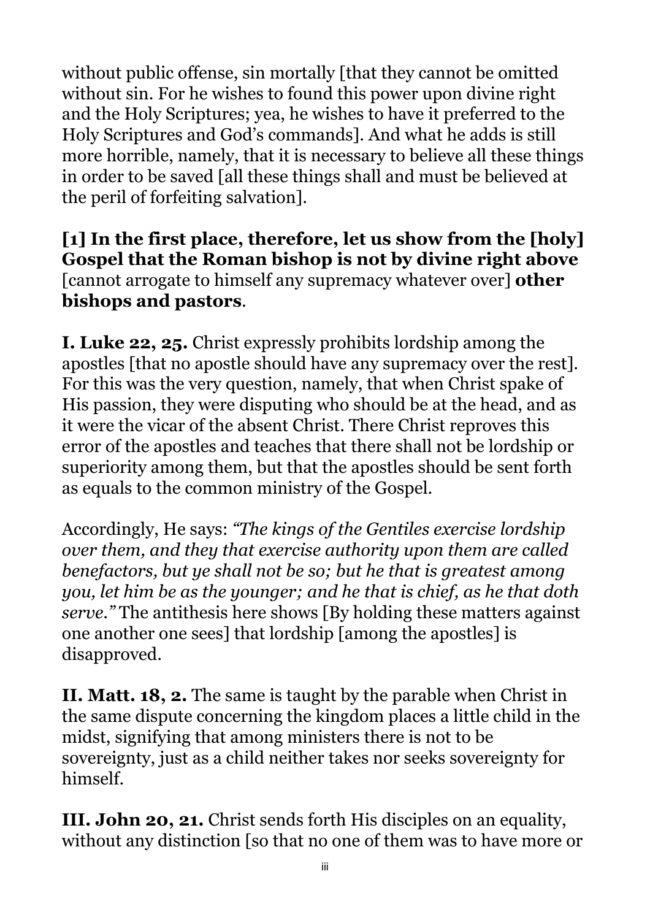without public offense, sin mortally [that they cannot be omitted without sin. For he wishes to found this power upon divine right and the Holy Scriptures; yea, he wishes to have it preferred to the Holy Scriptures and God's commands]. And what he adds is still more horrible, namely, that it is necessary to believe all these things in order to be saved [all these things shall and must be believed at the peril of forfeiting salvation].

**[1] In the first place, therefore, let us show from the [holy] Gospel that the Roman bishop is not by divine right above** [cannot arrogate to himself any supremacy whatever over] **other bishops and pastors**.

**I. Luke 22, 25.** Christ expressly prohibits lordship among the apostles [that no apostle should have any supremacy over the rest]. For this was the very question, namely, that when Christ spake of His passion, they were disputing who should be at the head, and as it were the vicar of the absent Christ. There Christ reproves this error of the apostles and teaches that there shall not be lordship or superiority among them, but that the apostles should be sent forth as equals to the common ministry of the Gospel.

Accordingly, He says: *"The kings of the Gentiles exercise lordship over them, and they that exercise authority upon them are called benefactors, but ye shall not be so; but he that is greatest among you, let him be as the younger; and he that is chief, as he that doth serve."* The antithesis here shows [By holding these matters against one another one sees] that lordship [among the apostles] is disapproved.

**II. Matt. 18, 2.** The same is taught by the parable when Christ in the same dispute concerning the kingdom places a little child in the midst, signifying that among ministers there is not to be sovereignty, just as a child neither takes nor seeks sovereignty for himself.

**III. John 20, 21.** Christ sends forth His disciples on an equality, without any distinction [so that no one of them was to have more or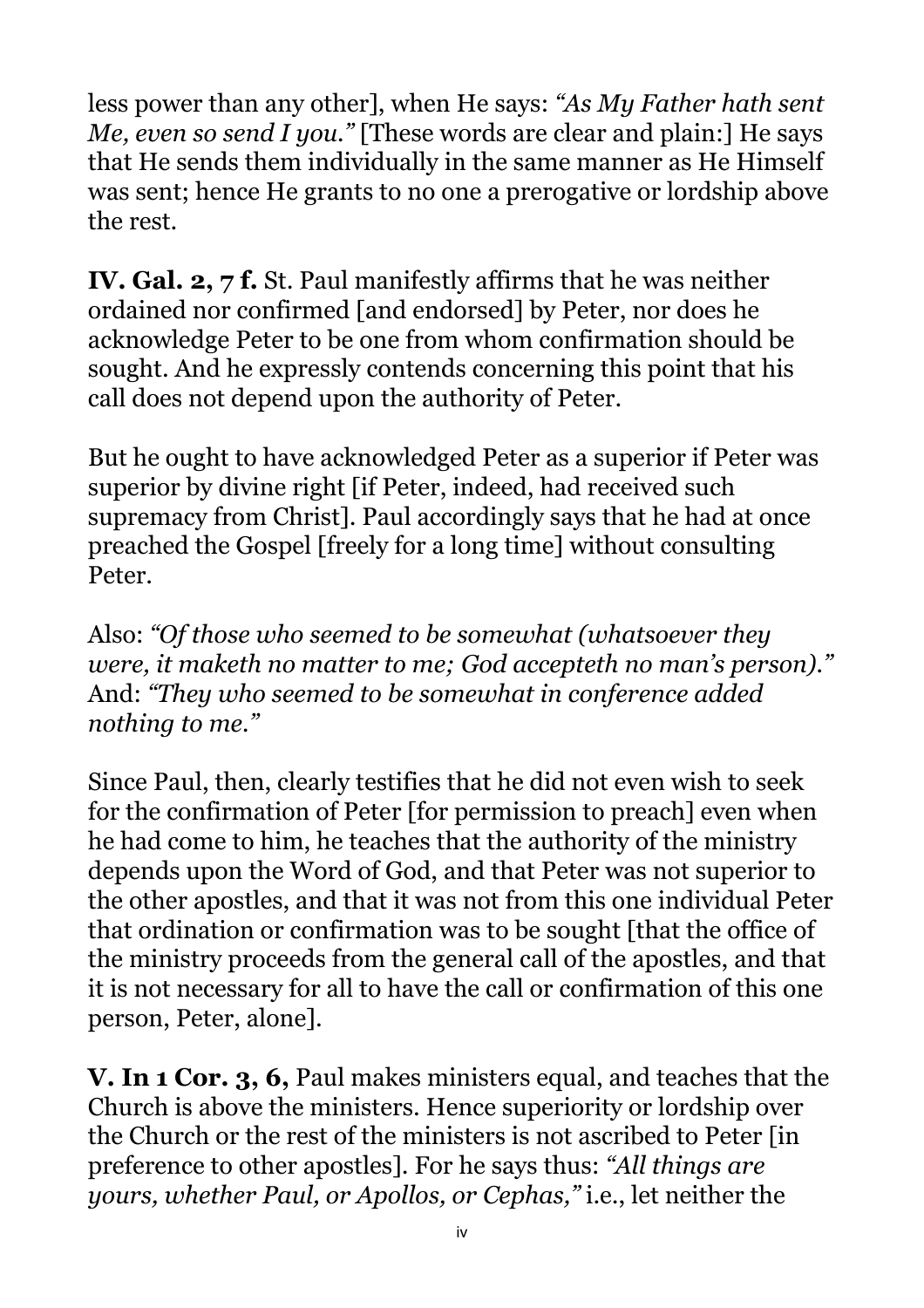less power than any other], when He says: *"As My Father hath sent Me, even so send I you."* [These words are clear and plain:] He says that He sends them individually in the same manner as He Himself was sent; hence He grants to no one a prerogative or lordship above the rest.

**IV. Gal. 2, 7 f.** St. Paul manifestly affirms that he was neither ordained nor confirmed [and endorsed] by Peter, nor does he acknowledge Peter to be one from whom confirmation should be sought. And he expressly contends concerning this point that his call does not depend upon the authority of Peter.

But he ought to have acknowledged Peter as a superior if Peter was superior by divine right [if Peter, indeed, had received such supremacy from Christ]. Paul accordingly says that he had at once preached the Gospel [freely for a long time] without consulting Peter.

Also: *"Of those who seemed to be somewhat (whatsoever they were, it maketh no matter to me; God accepteth no man's person)."* And: *"They who seemed to be somewhat in conference added nothing to me."*

Since Paul, then, clearly testifies that he did not even wish to seek for the confirmation of Peter [for permission to preach] even when he had come to him, he teaches that the authority of the ministry depends upon the Word of God, and that Peter was not superior to the other apostles, and that it was not from this one individual Peter that ordination or confirmation was to be sought [that the office of the ministry proceeds from the general call of the apostles, and that it is not necessary for all to have the call or confirmation of this one person, Peter, alone].

**V. In 1 Cor. 3, 6,** Paul makes ministers equal, and teaches that the Church is above the ministers. Hence superiority or lordship over the Church or the rest of the ministers is not ascribed to Peter [in preference to other apostles]. For he says thus: *"All things are yours, whether Paul, or Apollos, or Cephas,"* i.e., let neither the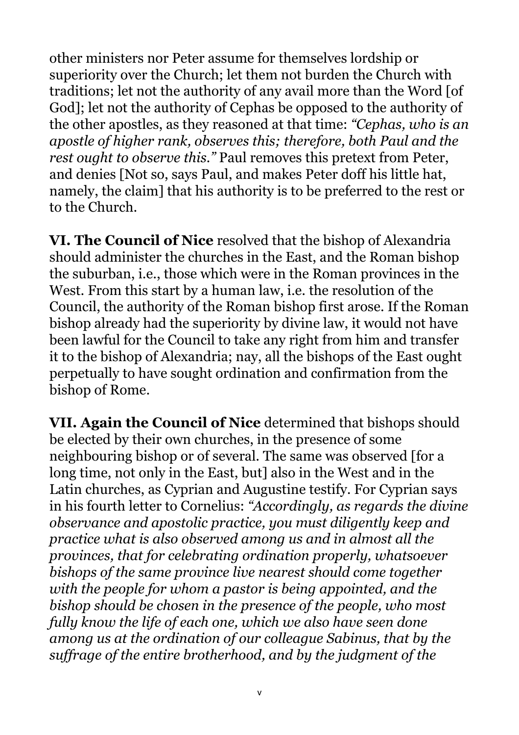other ministers nor Peter assume for themselves lordship or superiority over the Church; let them not burden the Church with traditions; let not the authority of any avail more than the Word [of God]; let not the authority of Cephas be opposed to the authority of the other apostles, as they reasoned at that time: *"Cephas, who is an apostle of higher rank, observes this; therefore, both Paul and the rest ought to observe this."* Paul removes this pretext from Peter, and denies [Not so, says Paul, and makes Peter doff his little hat, namely, the claim] that his authority is to be preferred to the rest or to the Church.

**VI. The Council of Nice** resolved that the bishop of Alexandria should administer the churches in the East, and the Roman bishop the suburban, i.e., those which were in the Roman provinces in the West. From this start by a human law, i.e. the resolution of the Council, the authority of the Roman bishop first arose. If the Roman bishop already had the superiority by divine law, it would not have been lawful for the Council to take any right from him and transfer it to the bishop of Alexandria; nay, all the bishops of the East ought perpetually to have sought ordination and confirmation from the bishop of Rome.

**VII. Again the Council of Nice** determined that bishops should be elected by their own churches, in the presence of some neighbouring bishop or of several. The same was observed [for a long time, not only in the East, but] also in the West and in the Latin churches, as Cyprian and Augustine testify. For Cyprian says in his fourth letter to Cornelius: *"Accordingly, as regards the divine observance and apostolic practice, you must diligently keep and practice what is also observed among us and in almost all the provinces, that for celebrating ordination properly, whatsoever bishops of the same province live nearest should come together with the people for whom a pastor is being appointed, and the bishop should be chosen in the presence of the people, who most fully know the life of each one, which we also have seen done among us at the ordination of our colleague Sabinus, that by the suffrage of the entire brotherhood, and by the judgment of the*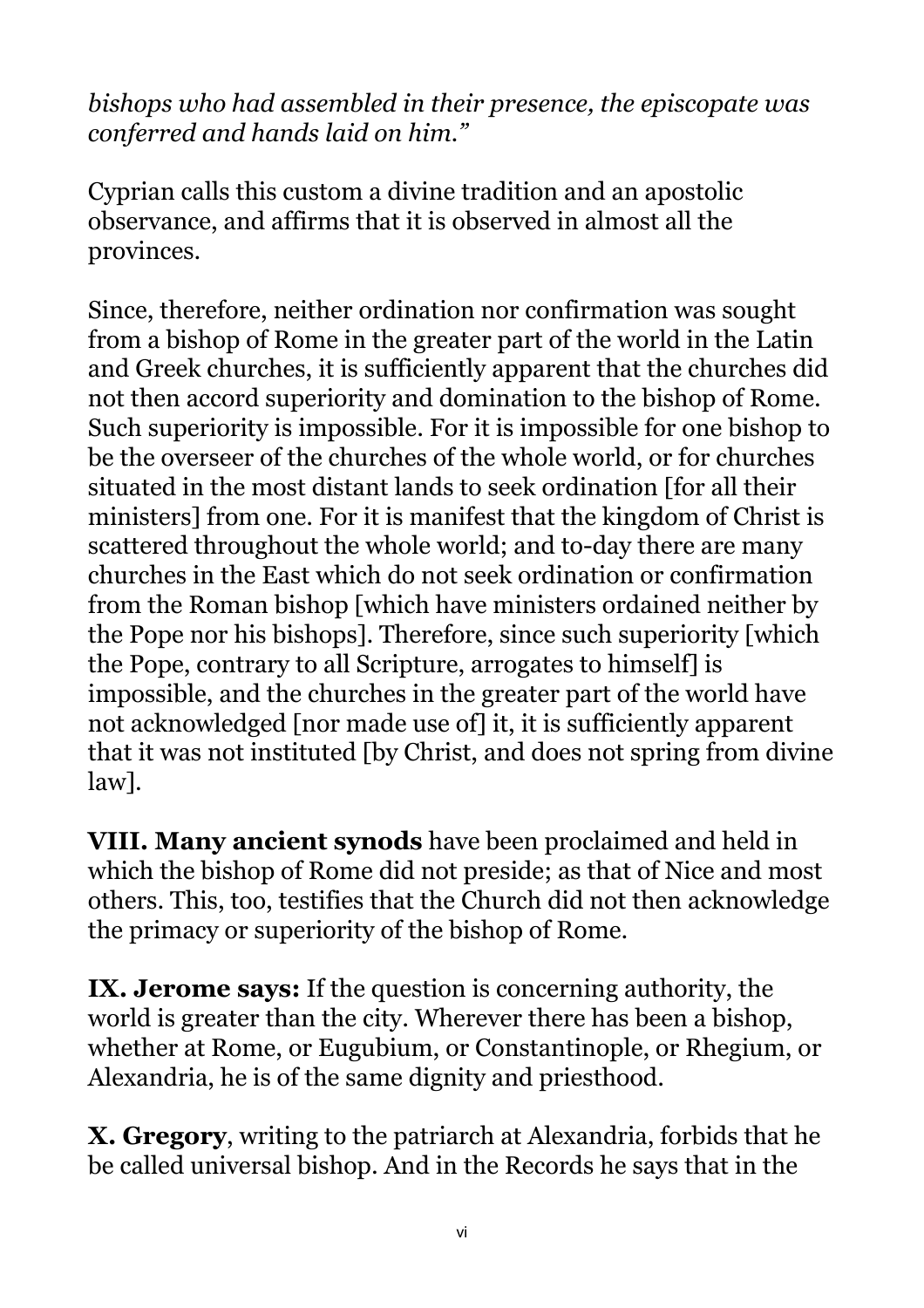*bishops who had assembled in their presence, the episcopate was conferred and hands laid on him."*

Cyprian calls this custom a divine tradition and an apostolic observance, and affirms that it is observed in almost all the provinces.

Since, therefore, neither ordination nor confirmation was sought from a bishop of Rome in the greater part of the world in the Latin and Greek churches, it is sufficiently apparent that the churches did not then accord superiority and domination to the bishop of Rome. Such superiority is impossible. For it is impossible for one bishop to be the overseer of the churches of the whole world, or for churches situated in the most distant lands to seek ordination [for all their ministers] from one. For it is manifest that the kingdom of Christ is scattered throughout the whole world; and to-day there are many churches in the East which do not seek ordination or confirmation from the Roman bishop [which have ministers ordained neither by the Pope nor his bishops]. Therefore, since such superiority [which the Pope, contrary to all Scripture, arrogates to himself] is impossible, and the churches in the greater part of the world have not acknowledged [nor made use of] it, it is sufficiently apparent that it was not instituted [by Christ, and does not spring from divine law].

**VIII. Many ancient synods** have been proclaimed and held in which the bishop of Rome did not preside; as that of Nice and most others. This, too, testifies that the Church did not then acknowledge the primacy or superiority of the bishop of Rome.

**IX. Jerome says:** If the question is concerning authority, the world is greater than the city. Wherever there has been a bishop, whether at Rome, or Eugubium, or Constantinople, or Rhegium, or Alexandria, he is of the same dignity and priesthood.

**X. Gregory**, writing to the patriarch at Alexandria, forbids that he be called universal bishop. And in the Records he says that in the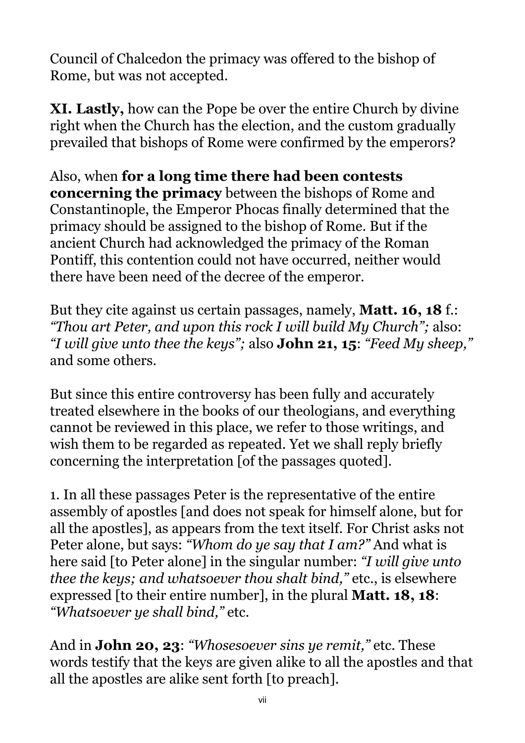Council of Chalcedon the primacy was offered to the bishop of Rome, but was not accepted.

**XI. Lastly,** how can the Pope be over the entire Church by divine right when the Church has the election, and the custom gradually prevailed that bishops of Rome were confirmed by the emperors?

Also, when **for a long time there had been contests concerning the primacy** between the bishops of Rome and Constantinople, the Emperor Phocas finally determined that the primacy should be assigned to the bishop of Rome. But if the ancient Church had acknowledged the primacy of the Roman Pontiff, this contention could not have occurred, neither would there have been need of the decree of the emperor.

But they cite against us certain passages, namely, **Matt. 16, 18** f.: *"Thou art Peter, and upon this rock I will build My Church";* also: *"I will give unto thee the keys";* also **John 21, 15**: *"Feed My sheep,"* and some others.

But since this entire controversy has been fully and accurately treated elsewhere in the books of our theologians, and everything cannot be reviewed in this place, we refer to those writings, and wish them to be regarded as repeated. Yet we shall reply briefly concerning the interpretation [of the passages quoted].

1. In all these passages Peter is the representative of the entire assembly of apostles [and does not speak for himself alone, but for all the apostles], as appears from the text itself. For Christ asks not Peter alone, but says: *"Whom do ye say that I am?"* And what is here said [to Peter alone] in the singular number: *"I will give unto thee the keys; and whatsoever thou shalt bind,"* etc., is elsewhere expressed [to their entire number], in the plural **Matt. 18, 18**: *"Whatsoever ye shall bind,"* etc.

And in **John 20, 23**: *"Whosesoever sins ye remit,"* etc. These words testify that the keys are given alike to all the apostles and that all the apostles are alike sent forth [to preach].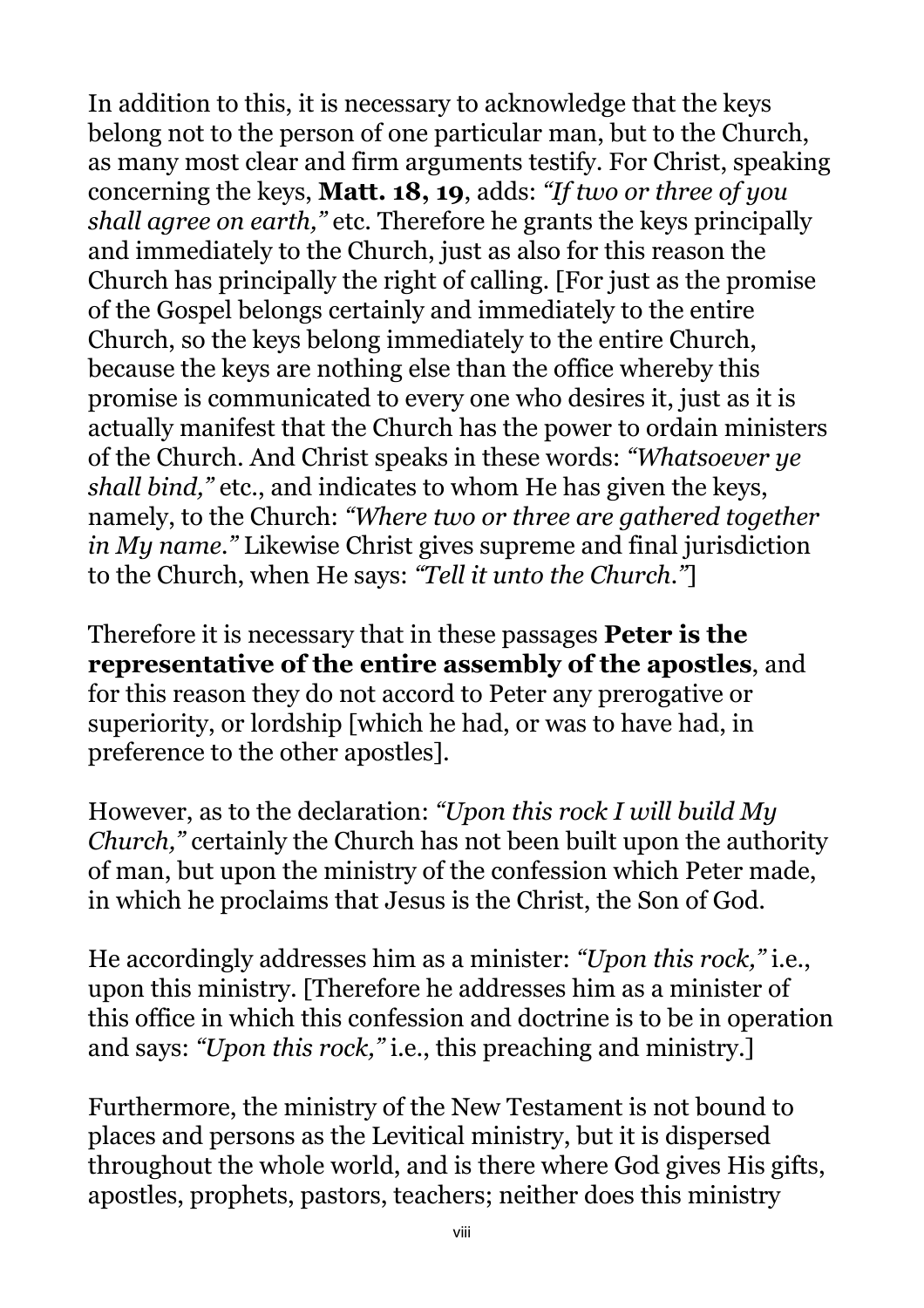In addition to this, it is necessary to acknowledge that the keys belong not to the person of one particular man, but to the Church, as many most clear and firm arguments testify. For Christ, speaking concerning the keys, **Matt. 18, 19**, adds: *"If two or three of you shall agree on earth,"* etc. Therefore he grants the keys principally and immediately to the Church, just as also for this reason the Church has principally the right of calling. [For just as the promise of the Gospel belongs certainly and immediately to the entire Church, so the keys belong immediately to the entire Church, because the keys are nothing else than the office whereby this promise is communicated to every one who desires it, just as it is actually manifest that the Church has the power to ordain ministers of the Church. And Christ speaks in these words: *"Whatsoever ye shall bind,"* etc., and indicates to whom He has given the keys, namely, to the Church: *"Where two or three are gathered together in My name."* Likewise Christ gives supreme and final jurisdiction to the Church, when He says: *"Tell it unto the Church."*]

Therefore it is necessary that in these passages **Peter is the representative of the entire assembly of the apostles**, and for this reason they do not accord to Peter any prerogative or superiority, or lordship [which he had, or was to have had, in preference to the other apostles].

However, as to the declaration: *"Upon this rock I will build My Church,"* certainly the Church has not been built upon the authority of man, but upon the ministry of the confession which Peter made, in which he proclaims that Jesus is the Christ, the Son of God.

He accordingly addresses him as a minister: *"Upon this rock,"* i.e., upon this ministry. [Therefore he addresses him as a minister of this office in which this confession and doctrine is to be in operation and says: *"Upon this rock,"* i.e., this preaching and ministry.]

Furthermore, the ministry of the New Testament is not bound to places and persons as the Levitical ministry, but it is dispersed throughout the whole world, and is there where God gives His gifts, apostles, prophets, pastors, teachers; neither does this ministry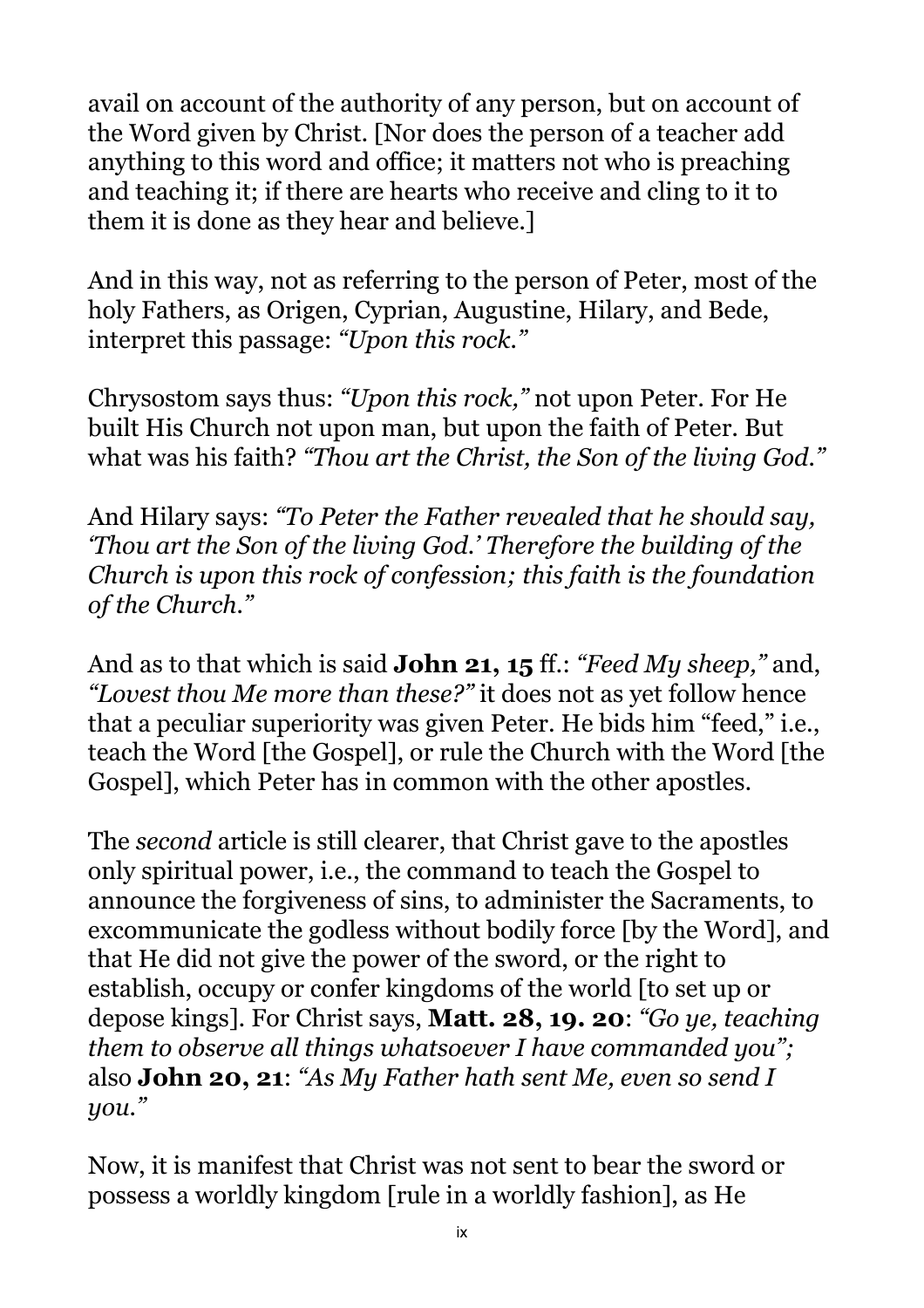avail on account of the authority of any person, but on account of the Word given by Christ. [Nor does the person of a teacher add anything to this word and office; it matters not who is preaching and teaching it; if there are hearts who receive and cling to it to them it is done as they hear and believe.]

And in this way, not as referring to the person of Peter, most of the holy Fathers, as Origen, Cyprian, Augustine, Hilary, and Bede, interpret this passage: *"Upon this rock."*

Chrysostom says thus: *"Upon this rock,"* not upon Peter. For He built His Church not upon man, but upon the faith of Peter. But what was his faith? *"Thou art the Christ, the Son of the living God."*

And Hilary says: *"To Peter the Father revealed that he should say, 'Thou art the Son of the living God.' Therefore the building of the Church is upon this rock of confession; this faith is the foundation of the Church."*

And as to that which is said **John 21, 15** ff.: *"Feed My sheep,"* and, *"Lovest thou Me more than these?"* it does not as yet follow hence that a peculiar superiority was given Peter. He bids him "feed," i.e., teach the Word [the Gospel], or rule the Church with the Word [the Gospel], which Peter has in common with the other apostles.

The *second* article is still clearer, that Christ gave to the apostles only spiritual power, i.e., the command to teach the Gospel to announce the forgiveness of sins, to administer the Sacraments, to excommunicate the godless without bodily force [by the Word], and that He did not give the power of the sword, or the right to establish, occupy or confer kingdoms of the world [to set up or depose kings]. For Christ says, **Matt. 28, 19. 20**: *"Go ye, teaching them to observe all things whatsoever I have commanded you";* also **John 20, 21**: *"As My Father hath sent Me, even so send I you."*

Now, it is manifest that Christ was not sent to bear the sword or possess a worldly kingdom [rule in a worldly fashion], as He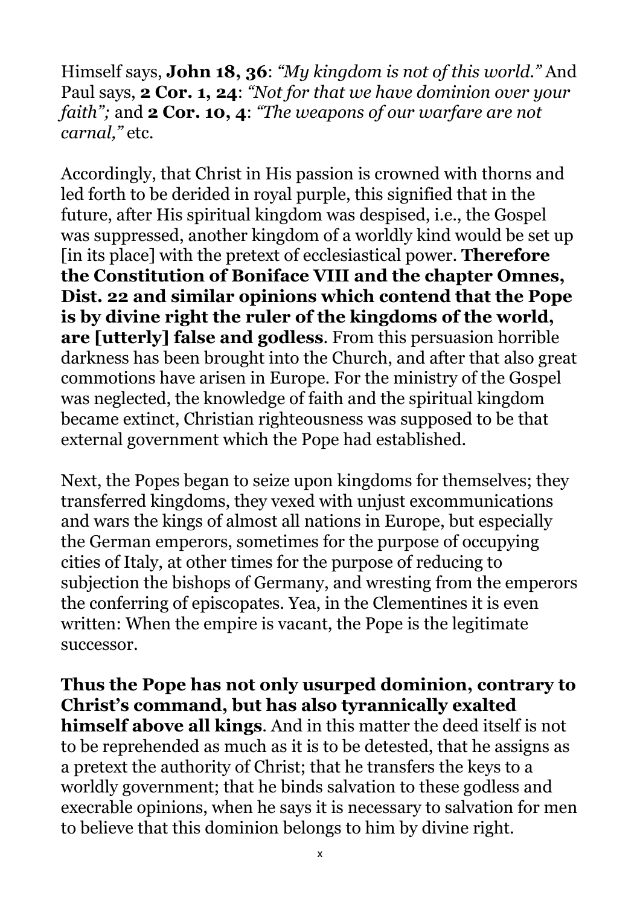Himself says, **John 18, 36**: *“My kingdom is not of this world.”* And Paul says, **2 Cor. 1, 24**: *“Not for that we have dominion over your faith”;* and **2 Cor. 10, 4**: *“The weapons of our warfare are not carnal,”* etc.

Accordingly, that Christ in His passion is crowned with thorns and led forth to be derided in royal purple, this signified that in the future, after His spiritual kingdom was despised, i.e., the Gospel was suppressed, another kingdom of a worldly kind would be set up [in its place] with the pretext of ecclesiastical power. **Therefore the Constitution of Boniface VIII and the chapter Omnes, Dist. 22 and similar opinions which contend that the Pope is by divine right the ruler of the kingdoms of the world, are [utterly] false and godless**. From this persuasion horrible darkness has been brought into the Church, and after that also great commotions have arisen in Europe. For the ministry of the Gospel was neglected, the knowledge of faith and the spiritual kingdom became extinct, Christian righteousness was supposed to be that external government which the Pope had established.

Next, the Popes began to seize upon kingdoms for themselves; they transferred kingdoms, they vexed with unjust excommunications and wars the kings of almost all nations in Europe, but especially the German emperors, sometimes for the purpose of occupying cities of Italy, at other times for the purpose of reducing to subjection the bishops of Germany, and wresting from the emperors the conferring of episcopates. Yea, in the Clementines it is even written: When the empire is vacant, the Pope is the legitimate successor.

**Thus the Pope has not only usurped dominion, contrary to Christ’s command, but has also tyrannically exalted himself above all kings**. And in this matter the deed itself is not to be reprehended as much as it is to be detested, that he assigns as a pretext the authority of Christ; that he transfers the keys to a worldly government; that he binds salvation to these godless and execrable opinions, when he says it is necessary to salvation for men to believe that this dominion belongs to him by divine right.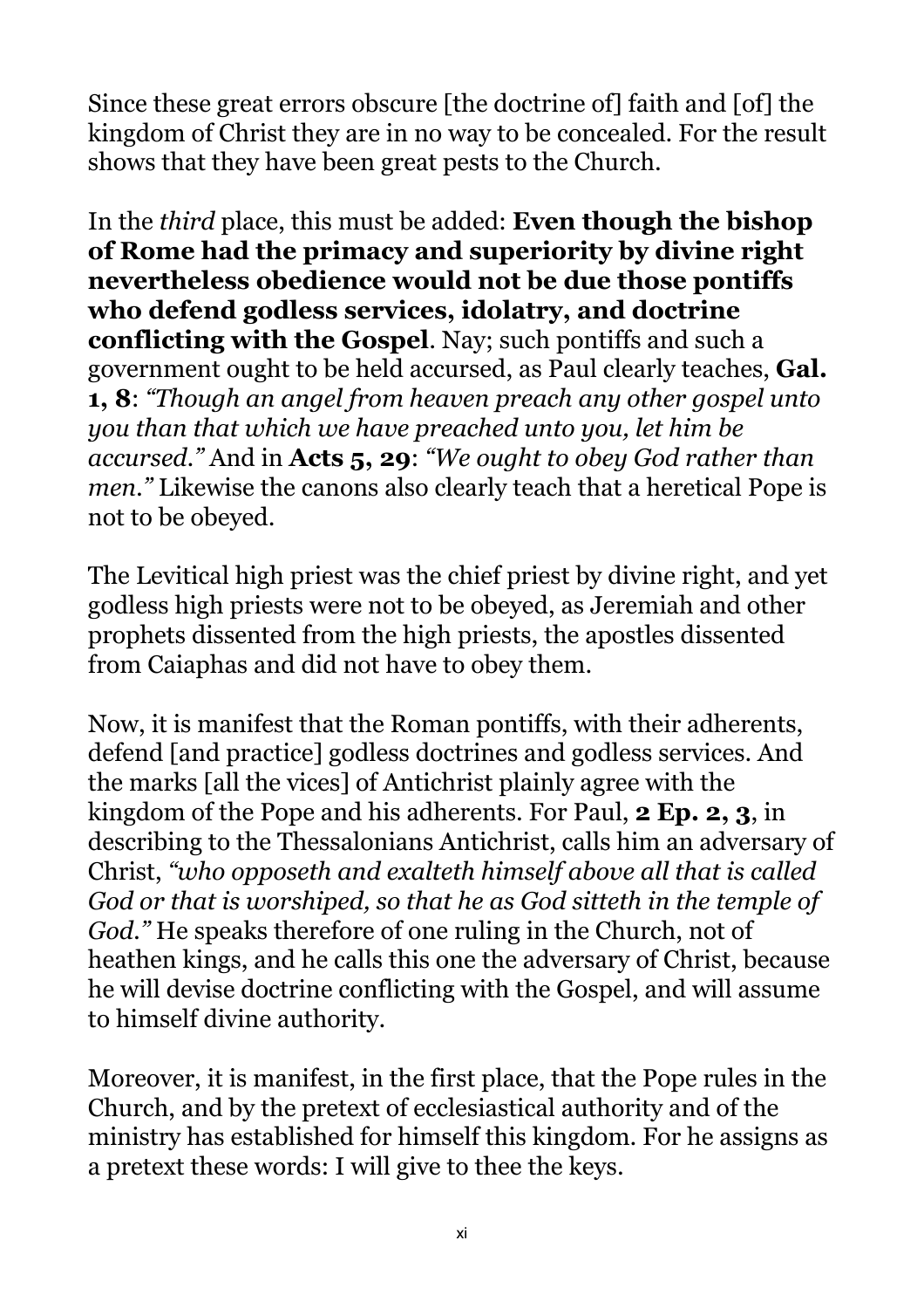Since these great errors obscure [the doctrine of] faith and [of] the kingdom of Christ they are in no way to be concealed. For the result shows that they have been great pests to the Church.

In the *third* place, this must be added: **Even though the bishop of Rome had the primacy and superiority by divine right nevertheless obedience would not be due those pontiffs who defend godless services, idolatry, and doctrine conflicting with the Gospel**. Nay; such pontiffs and such a government ought to be held accursed, as Paul clearly teaches, **Gal. 1, 8**: *"Though an angel from heaven preach any other gospel unto you than that which we have preached unto you, let him be accursed."* And in **Acts 5, 29**: *"We ought to obey God rather than men."* Likewise the canons also clearly teach that a heretical Pope is not to be obeyed.

The Levitical high priest was the chief priest by divine right, and yet godless high priests were not to be obeyed, as Jeremiah and other prophets dissented from the high priests, the apostles dissented from Caiaphas and did not have to obey them.

Now, it is manifest that the Roman pontiffs, with their adherents, defend [and practice] godless doctrines and godless services. And the marks [all the vices] of Antichrist plainly agree with the kingdom of the Pope and his adherents. For Paul, **2 Ep. 2, 3**, in describing to the Thessalonians Antichrist, calls him an adversary of Christ, *"who opposeth and exalteth himself above all that is called God or that is worshiped, so that he as God sitteth in the temple of God."* He speaks therefore of one ruling in the Church, not of heathen kings, and he calls this one the adversary of Christ, because he will devise doctrine conflicting with the Gospel, and will assume to himself divine authority.

Moreover, it is manifest, in the first place, that the Pope rules in the Church, and by the pretext of ecclesiastical authority and of the ministry has established for himself this kingdom. For he assigns as a pretext these words: I will give to thee the keys.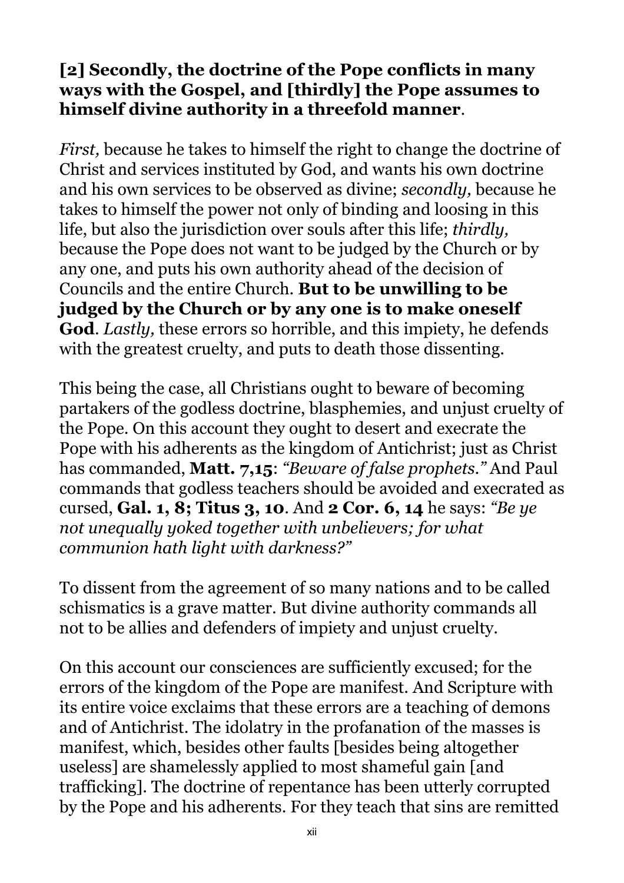**[2] Secondly, the doctrine of the Pope conflicts in many ways with the Gospel, and [thirdly] the Pope assumes to himself divine authority in a threefold manner**.

*First,* because he takes to himself the right to change the doctrine of Christ and services instituted by God, and wants his own doctrine and his own services to be observed as divine; *secondly,* because he takes to himself the power not only of binding and loosing in this life, but also the jurisdiction over souls after this life; *thirdly,* because the Pope does not want to be judged by the Church or by any one, and puts his own authority ahead of the decision of Councils and the entire Church. **But to be unwilling to be judged by the Church or by any one is to make oneself God**. *Lastly,* these errors so horrible, and this impiety, he defends with the greatest cruelty, and puts to death those dissenting.

This being the case, all Christians ought to beware of becoming partakers of the godless doctrine, blasphemies, and unjust cruelty of the Pope. On this account they ought to desert and execrate the Pope with his adherents as the kingdom of Antichrist; just as Christ has commanded, **Matt. 7,15**: *"Beware of false prophets."* And Paul commands that godless teachers should be avoided and execrated as cursed, **Gal. 1, 8; Titus 3, 10**. And **2 Cor. 6, 14** he says: *"Be ye not unequally yoked together with unbelievers; for what communion hath light with darkness?"*

To dissent from the agreement of so many nations and to be called schismatics is a grave matter. But divine authority commands all not to be allies and defenders of impiety and unjust cruelty.

On this account our consciences are sufficiently excused; for the errors of the kingdom of the Pope are manifest. And Scripture with its entire voice exclaims that these errors are a teaching of demons and of Antichrist. The idolatry in the profanation of the masses is manifest, which, besides other faults [besides being altogether useless] are shamelessly applied to most shameful gain [and trafficking]. The doctrine of repentance has been utterly corrupted by the Pope and his adherents. For they teach that sins are remitted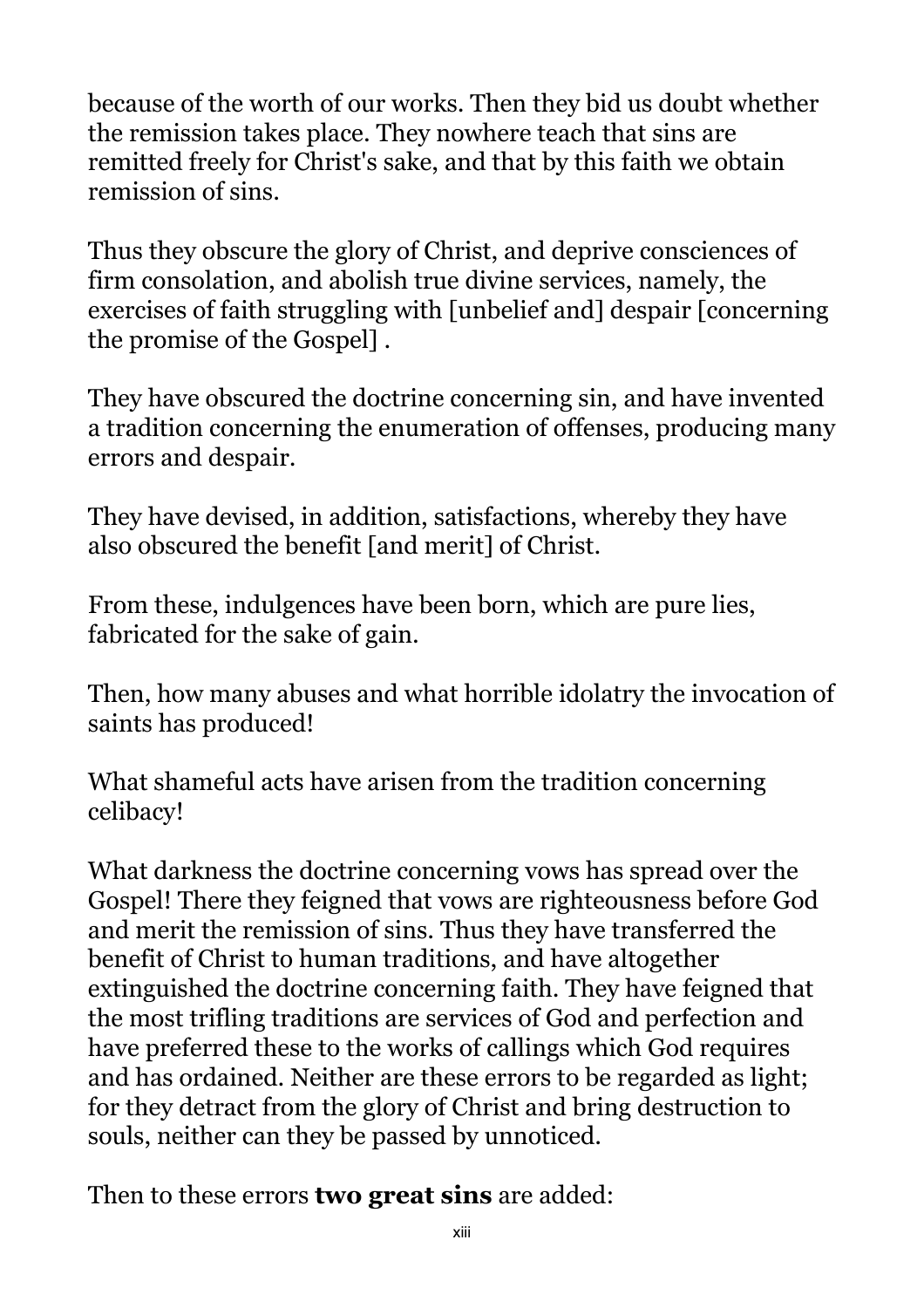because of the worth of our works. Then they bid us doubt whether the remission takes place. They nowhere teach that sins are remitted freely for Christ's sake, and that by this faith we obtain remission of sins.

Thus they obscure the glory of Christ, and deprive consciences of firm consolation, and abolish true divine services, namely, the exercises of faith struggling with [unbelief and] despair [concerning the promise of the Gospel] .

They have obscured the doctrine concerning sin, and have invented a tradition concerning the enumeration of offenses, producing many errors and despair.

They have devised, in addition, satisfactions, whereby they have also obscured the benefit [and merit] of Christ.

From these, indulgences have been born, which are pure lies, fabricated for the sake of gain.

Then, how many abuses and what horrible idolatry the invocation of saints has produced!

What shameful acts have arisen from the tradition concerning celibacy!

What darkness the doctrine concerning vows has spread over the Gospel! There they feigned that vows are righteousness before God and merit the remission of sins. Thus they have transferred the benefit of Christ to human traditions, and have altogether extinguished the doctrine concerning faith. They have feigned that the most trifling traditions are services of God and perfection and have preferred these to the works of callings which God requires and has ordained. Neither are these errors to be regarded as light; for they detract from the glory of Christ and bring destruction to souls, neither can they be passed by unnoticed.

Then to these errors **two great sins** are added: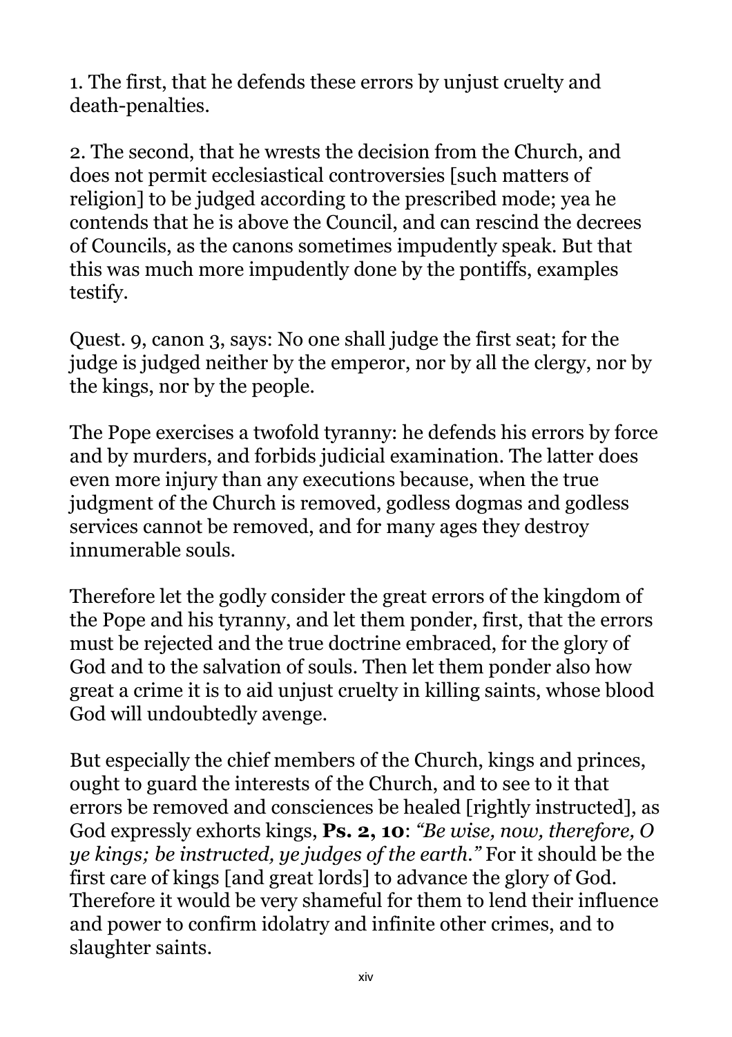1. The first, that he defends these errors by unjust cruelty and death-penalties.

2. The second, that he wrests the decision from the Church, and does not permit ecclesiastical controversies [such matters of religion] to be judged according to the prescribed mode; yea he contends that he is above the Council, and can rescind the decrees of Councils, as the canons sometimes impudently speak. But that this was much more impudently done by the pontiffs, examples testify.

Quest. 9, canon 3, says: No one shall judge the first seat; for the judge is judged neither by the emperor, nor by all the clergy, nor by the kings, nor by the people.

The Pope exercises a twofold tyranny: he defends his errors by force and by murders, and forbids judicial examination. The latter does even more injury than any executions because, when the true judgment of the Church is removed, godless dogmas and godless services cannot be removed, and for many ages they destroy innumerable souls.

Therefore let the godly consider the great errors of the kingdom of the Pope and his tyranny, and let them ponder, first, that the errors must be rejected and the true doctrine embraced, for the glory of God and to the salvation of souls. Then let them ponder also how great a crime it is to aid unjust cruelty in killing saints, whose blood God will undoubtedly avenge.

But especially the chief members of the Church, kings and princes, ought to guard the interests of the Church, and to see to it that errors be removed and consciences be healed [rightly instructed], as God expressly exhorts kings, **Ps. 2, 10**: *"Be wise, now, therefore, O ye kings; be instructed, ye judges of the earth."* For it should be the first care of kings [and great lords] to advance the glory of God. Therefore it would be very shameful for them to lend their influence and power to confirm idolatry and infinite other crimes, and to slaughter saints.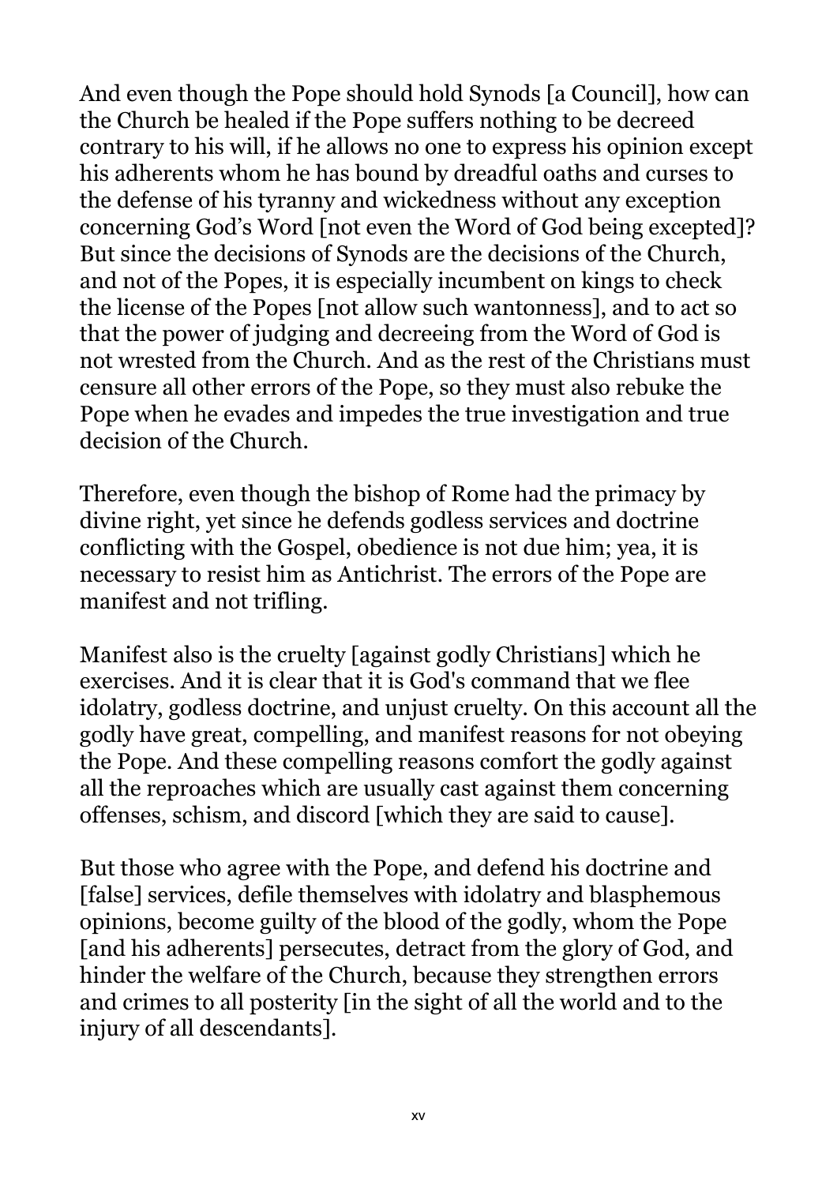And even though the Pope should hold Synods [a Council], how can the Church be healed if the Pope suffers nothing to be decreed contrary to his will, if he allows no one to express his opinion except his adherents whom he has bound by dreadful oaths and curses to the defense of his tyranny and wickedness without any exception concerning God's Word [not even the Word of God being excepted]? But since the decisions of Synods are the decisions of the Church, and not of the Popes, it is especially incumbent on kings to check the license of the Popes [not allow such wantonness], and to act so that the power of judging and decreeing from the Word of God is not wrested from the Church. And as the rest of the Christians must censure all other errors of the Pope, so they must also rebuke the Pope when he evades and impedes the true investigation and true decision of the Church.

Therefore, even though the bishop of Rome had the primacy by divine right, yet since he defends godless services and doctrine conflicting with the Gospel, obedience is not due him; yea, it is necessary to resist him as Antichrist. The errors of the Pope are manifest and not trifling.

Manifest also is the cruelty [against godly Christians] which he exercises. And it is clear that it is God's command that we flee idolatry, godless doctrine, and unjust cruelty. On this account all the godly have great, compelling, and manifest reasons for not obeying the Pope. And these compelling reasons comfort the godly against all the reproaches which are usually cast against them concerning offenses, schism, and discord [which they are said to cause].

But those who agree with the Pope, and defend his doctrine and [false] services, defile themselves with idolatry and blasphemous opinions, become guilty of the blood of the godly, whom the Pope [and his adherents] persecutes, detract from the glory of God, and hinder the welfare of the Church, because they strengthen errors and crimes to all posterity [in the sight of all the world and to the injury of all descendants].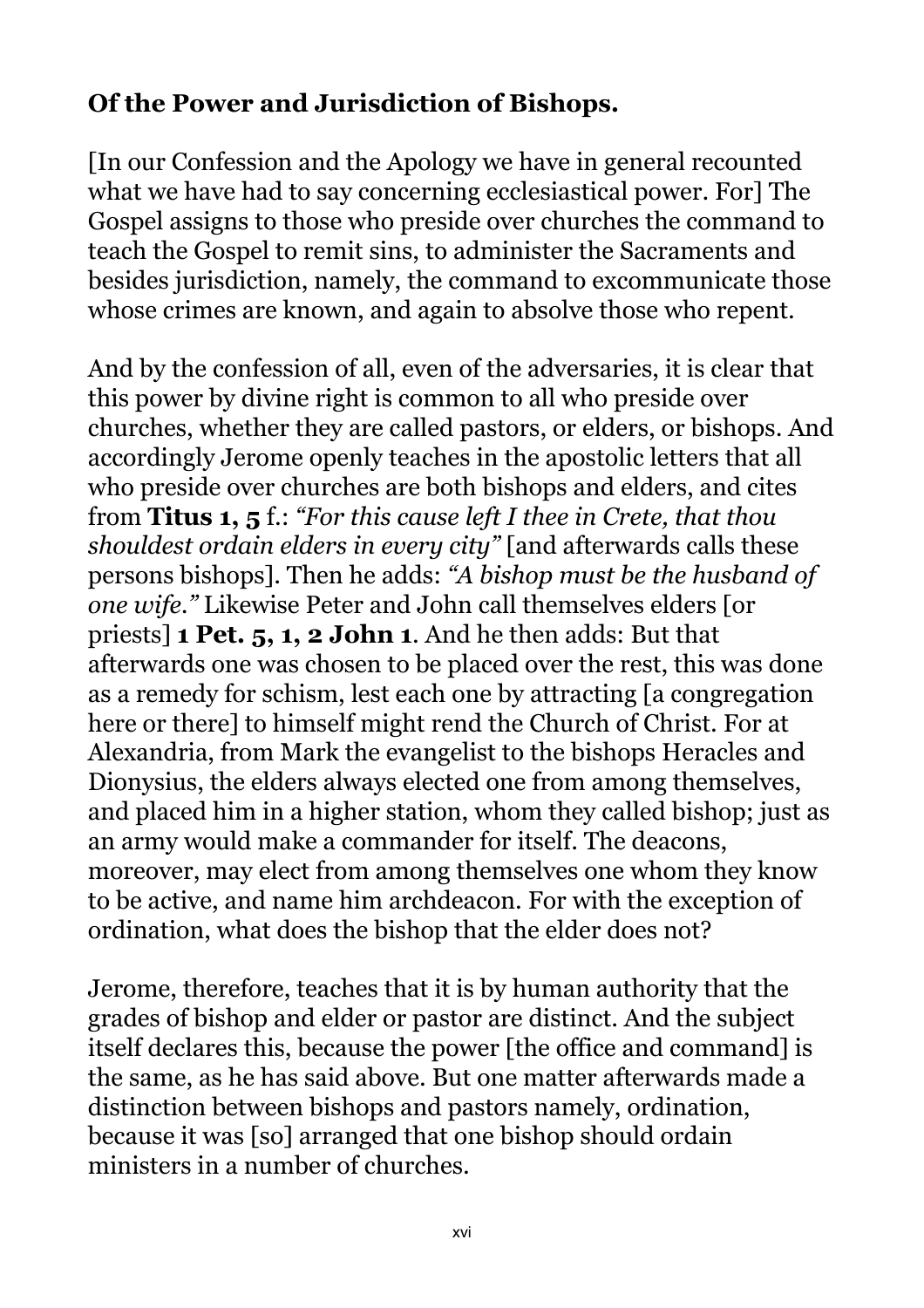**Of the Power and Jurisdiction of Bishops.**

[In our Confession and the Apology we have in general recounted what we have had to say concerning ecclesiastical power. For] The Gospel assigns to those who preside over churches the command to teach the Gospel to remit sins, to administer the Sacraments and besides jurisdiction, namely, the command to excommunicate those whose crimes are known, and again to absolve those who repent.

And by the confession of all, even of the adversaries, it is clear that this power by divine right is common to all who preside over churches, whether they are called pastors, or elders, or bishops. And accordingly Jerome openly teaches in the apostolic letters that all who preside over churches are both bishops and elders, and cites from **Titus 1, 5** f.: *"For this cause left I thee in Crete, that thou shouldest ordain elders in every city"* [and afterwards calls these persons bishops]. Then he adds: *"A bishop must be the husband of one wife."* Likewise Peter and John call themselves elders [or priests] **1 Pet. 5, 1, 2 John 1**. And he then adds: But that afterwards one was chosen to be placed over the rest, this was done as a remedy for schism, lest each one by attracting [a congregation here or there] to himself might rend the Church of Christ. For at Alexandria, from Mark the evangelist to the bishops Heracles and Dionysius, the elders always elected one from among themselves, and placed him in a higher station, whom they called bishop; just as an army would make a commander for itself. The deacons, moreover, may elect from among themselves one whom they know to be active, and name him archdeacon. For with the exception of ordination, what does the bishop that the elder does not?

Jerome, therefore, teaches that it is by human authority that the grades of bishop and elder or pastor are distinct. And the subject itself declares this, because the power [the office and command] is the same, as he has said above. But one matter afterwards made a distinction between bishops and pastors namely, ordination, because it was [so] arranged that one bishop should ordain ministers in a number of churches.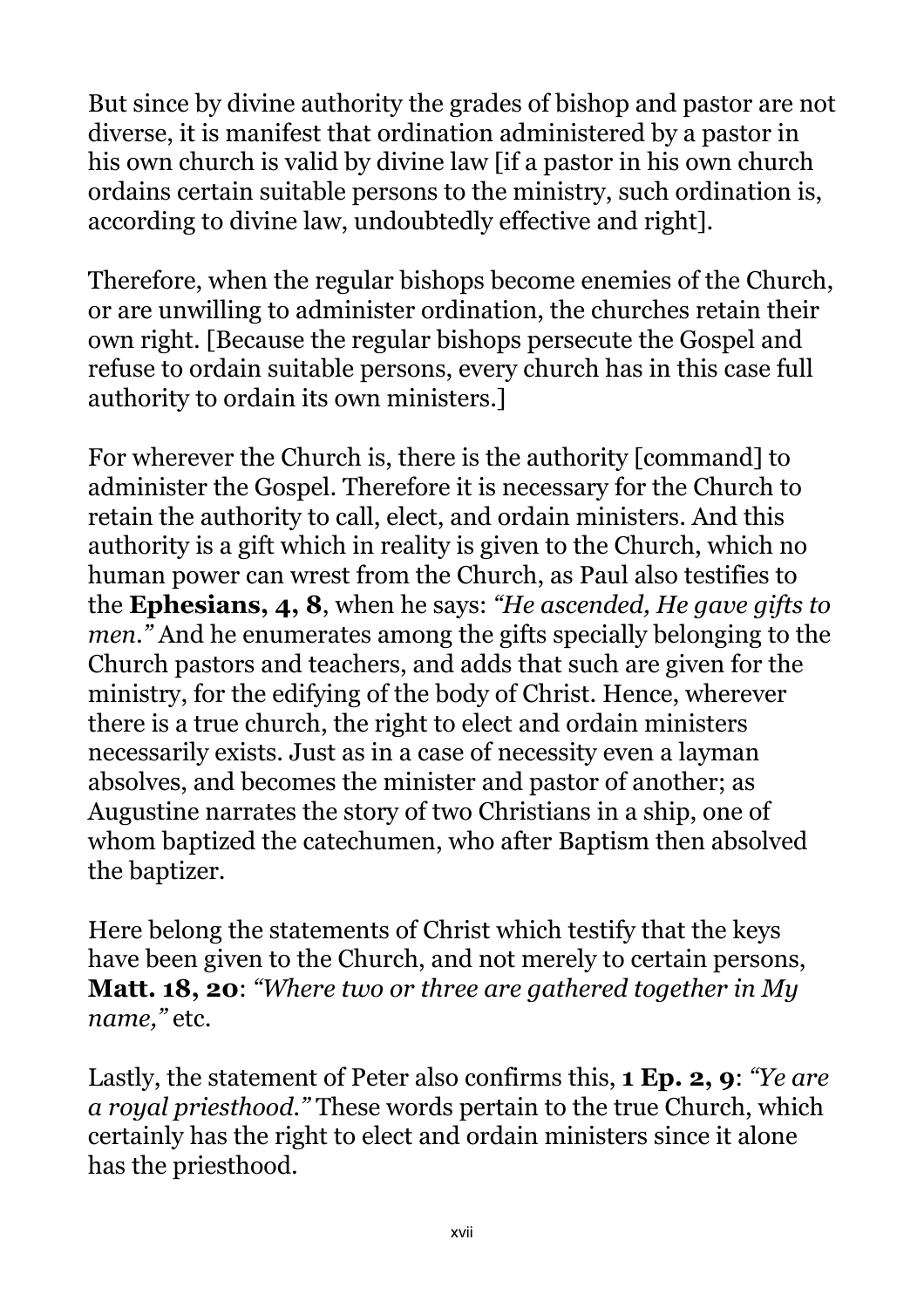But since by divine authority the grades of bishop and pastor are not diverse, it is manifest that ordination administered by a pastor in his own church is valid by divine law [if a pastor in his own church ordains certain suitable persons to the ministry, such ordination is, according to divine law, undoubtedly effective and right].

Therefore, when the regular bishops become enemies of the Church, or are unwilling to administer ordination, the churches retain their own right. [Because the regular bishops persecute the Gospel and refuse to ordain suitable persons, every church has in this case full authority to ordain its own ministers.]

For wherever the Church is, there is the authority [command] to administer the Gospel. Therefore it is necessary for the Church to retain the authority to call, elect, and ordain ministers. And this authority is a gift which in reality is given to the Church, which no human power can wrest from the Church, as Paul also testifies to the **Ephesians, 4, 8**, when he says: *"He ascended, He gave gifts to men."* And he enumerates among the gifts specially belonging to the Church pastors and teachers, and adds that such are given for the ministry, for the edifying of the body of Christ. Hence, wherever there is a true church, the right to elect and ordain ministers necessarily exists. Just as in a case of necessity even a layman absolves, and becomes the minister and pastor of another; as Augustine narrates the story of two Christians in a ship, one of whom baptized the catechumen, who after Baptism then absolved the baptizer.

Here belong the statements of Christ which testify that the keys have been given to the Church, and not merely to certain persons, **Matt. 18, 20**: *"Where two or three are gathered together in My name,"* etc.

Lastly, the statement of Peter also confirms this, **1 Ep. 2, 9**: *"Ye are a royal priesthood."* These words pertain to the true Church, which certainly has the right to elect and ordain ministers since it alone has the priesthood.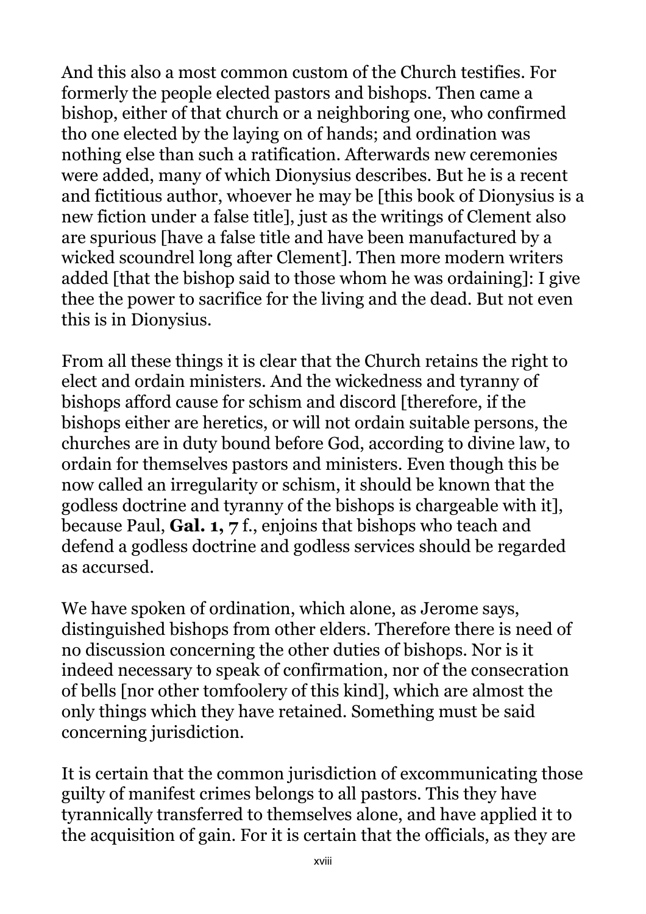And this also a most common custom of the Church testifies. For formerly the people elected pastors and bishops. Then came a bishop, either of that church or a neighboring one, who confirmed tho one elected by the laying on of hands; and ordination was nothing else than such a ratification. Afterwards new ceremonies were added, many of which Dionysius describes. But he is a recent and fictitious author, whoever he may be [this book of Dionysius is a new fiction under a false title], just as the writings of Clement also are spurious [have a false title and have been manufactured by a wicked scoundrel long after Clement]. Then more modern writers added [that the bishop said to those whom he was ordaining]: I give thee the power to sacrifice for the living and the dead. But not even this is in Dionysius.

From all these things it is clear that the Church retains the right to elect and ordain ministers. And the wickedness and tyranny of bishops afford cause for schism and discord [therefore, if the bishops either are heretics, or will not ordain suitable persons, the churches are in duty bound before God, according to divine law, to ordain for themselves pastors and ministers. Even though this be now called an irregularity or schism, it should be known that the godless doctrine and tyranny of the bishops is chargeable with it], because Paul, **Gal. 1, 7** f., enjoins that bishops who teach and defend a godless doctrine and godless services should be regarded as accursed.

We have spoken of ordination, which alone, as Jerome says, distinguished bishops from other elders. Therefore there is need of no discussion concerning the other duties of bishops. Nor is it indeed necessary to speak of confirmation, nor of the consecration of bells [nor other tomfoolery of this kind], which are almost the only things which they have retained. Something must be said concerning jurisdiction.

It is certain that the common jurisdiction of excommunicating those guilty of manifest crimes belongs to all pastors. This they have tyrannically transferred to themselves alone, and have applied it to the acquisition of gain. For it is certain that the officials, as they are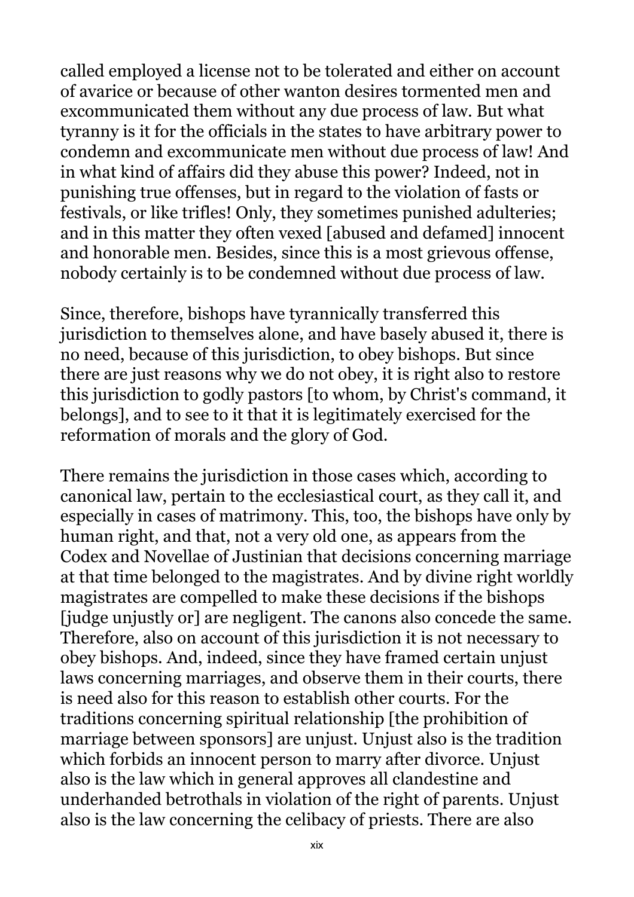called employed a license not to be tolerated and either on account of avarice or because of other wanton desires tormented men and excommunicated them without any due process of law. But what tyranny is it for the officials in the states to have arbitrary power to condemn and excommunicate men without due process of law! And in what kind of affairs did they abuse this power? Indeed, not in punishing true offenses, but in regard to the violation of fasts or festivals, or like trifles! Only, they sometimes punished adulteries; and in this matter they often vexed [abused and defamed] innocent and honorable men. Besides, since this is a most grievous offense, nobody certainly is to be condemned without due process of law.

Since, therefore, bishops have tyrannically transferred this jurisdiction to themselves alone, and have basely abused it, there is no need, because of this jurisdiction, to obey bishops. But since there are just reasons why we do not obey, it is right also to restore this jurisdiction to godly pastors [to whom, by Christ's command, it belongs], and to see to it that it is legitimately exercised for the reformation of morals and the glory of God.

There remains the jurisdiction in those cases which, according to canonical law, pertain to the ecclesiastical court, as they call it, and especially in cases of matrimony. This, too, the bishops have only by human right, and that, not a very old one, as appears from the Codex and Novellae of Justinian that decisions concerning marriage at that time belonged to the magistrates. And by divine right worldly magistrates are compelled to make these decisions if the bishops [judge unjustly or] are negligent. The canons also concede the same. Therefore, also on account of this jurisdiction it is not necessary to obey bishops. And, indeed, since they have framed certain unjust laws concerning marriages, and observe them in their courts, there is need also for this reason to establish other courts. For the traditions concerning spiritual relationship [the prohibition of marriage between sponsors] are unjust. Unjust also is the tradition which forbids an innocent person to marry after divorce. Unjust also is the law which in general approves all clandestine and underhanded betrothals in violation of the right of parents. Unjust also is the law concerning the celibacy of priests. There are also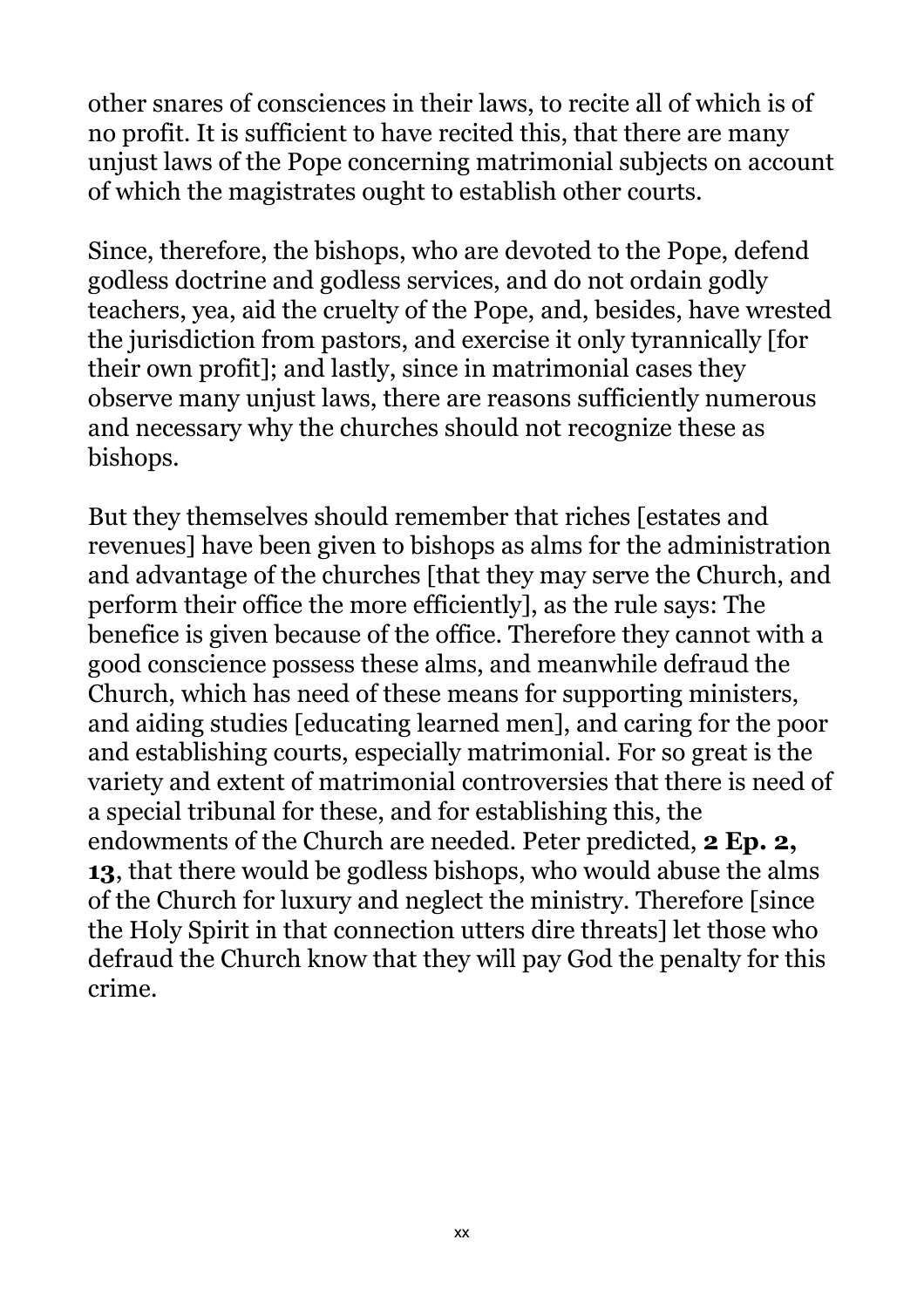other snares of consciences in their laws, to recite all of which is of no profit. It is sufficient to have recited this, that there are many unjust laws of the Pope concerning matrimonial subjects on account of which the magistrates ought to establish other courts.

Since, therefore, the bishops, who are devoted to the Pope, defend godless doctrine and godless services, and do not ordain godly teachers, yea, aid the cruelty of the Pope, and, besides, have wrested the jurisdiction from pastors, and exercise it only tyrannically [for their own profit]; and lastly, since in matrimonial cases they observe many unjust laws, there are reasons sufficiently numerous and necessary why the churches should not recognize these as bishops.

But they themselves should remember that riches [estates and revenues] have been given to bishops as alms for the administration and advantage of the churches [that they may serve the Church, and perform their office the more efficiently], as the rule says: The benefice is given because of the office. Therefore they cannot with a good conscience possess these alms, and meanwhile defraud the Church, which has need of these means for supporting ministers, and aiding studies [educating learned men], and caring for the poor and establishing courts, especially matrimonial. For so great is the variety and extent of matrimonial controversies that there is need of a special tribunal for these, and for establishing this, the endowments of the Church are needed. Peter predicted, **2 Ep. 2, 13**, that there would be godless bishops, who would abuse the alms of the Church for luxury and neglect the ministry. Therefore [since the Holy Spirit in that connection utters dire threats] let those who defraud the Church know that they will pay God the penalty for this crime.